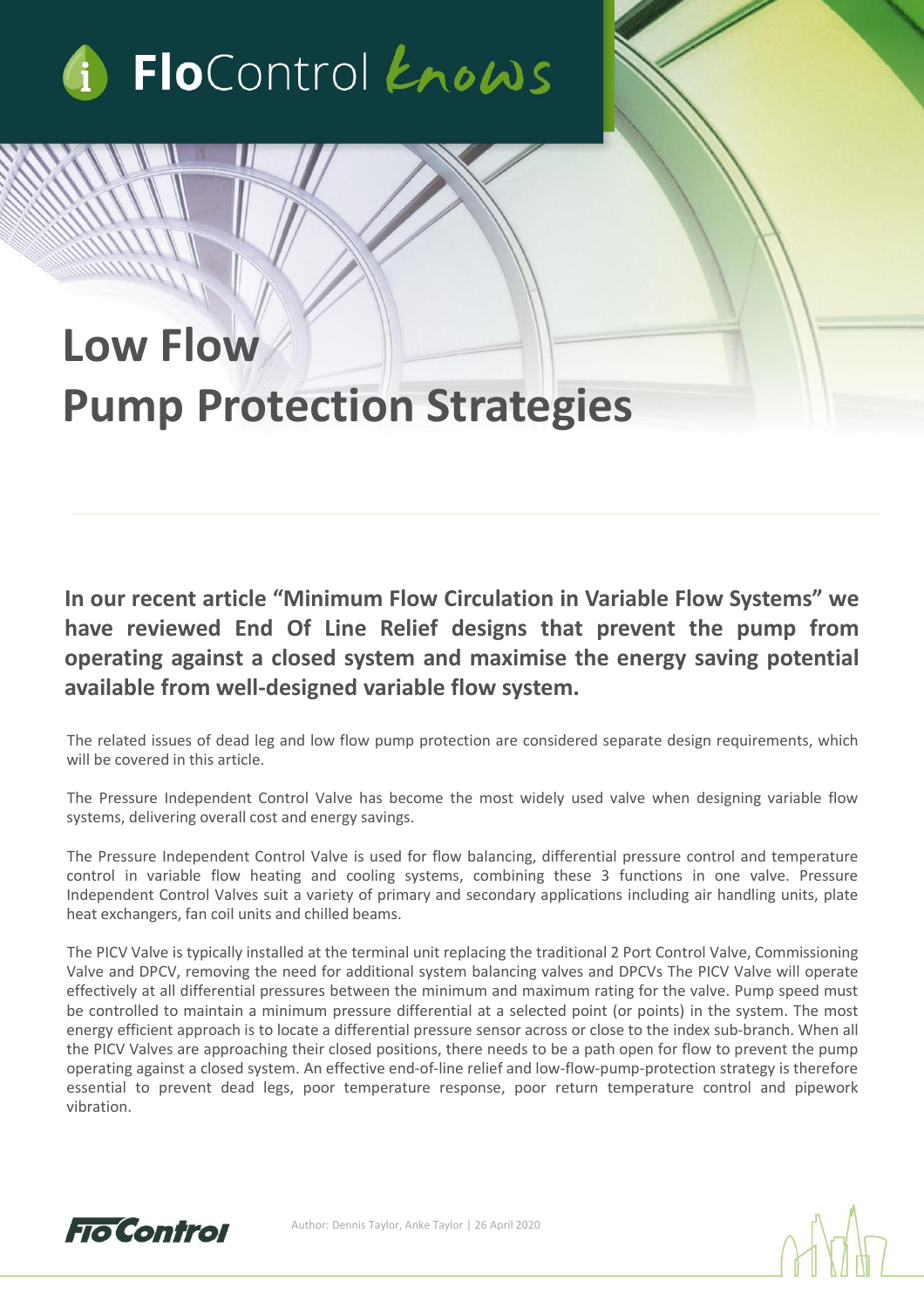FloControl *knows*

# Low Flow Pump Protection Strategies

**In our recent article "Minimum Flow Circulation in Variable Flow Systems" we have reviewed End Of Line Relief designs that prevent the pump from operating against a closed system and maximise the energy saving potential available from well-designed variable flow system.**

The related issues of dead leg and low flow pump protection are considered separate design requirements, which will be covered in this article.

The Pressure Independent Control Valve has become the most widely used valve when designing variable flow systems, delivering overall cost and energy savings.

The Pressure Independent Control Valve is used for flow balancing, differential pressure control and temperature control in variable flow heating and cooling systems, combining these 3 functions in one valve. Pressure Independent Control Valves suit a variety of primary and secondary applications including air handling units, plate heat exchangers, fan coil units and chilled beams.

The PICV Valve is typically installed at the terminal unit replacing the traditional 2 Port Control Valve, Commissioning Valve and DPCV, removing the need for additional system balancing valves and DPCVs The PICV Valve will operate effectively at all differential pressures between the minimum and maximum rating for the valve. Pump speed must be controlled to maintain a minimum pressure differential at a selected point (or points) in the system. The most energy efficient approach is to locate a differential pressure sensor across or close to the index sub-branch. When all the PICV Valves are approaching their closed positions, there needs to be a path open for flow to prevent the pump operating against a closed system. An effective end-of-line relief and low-flow-pump-protection strategy is therefore essential to prevent dead legs, poor temperature response, poor return temperature control and pipework vibration.

Author: Dennis Taylor, Anke Taylor | 26 April 2020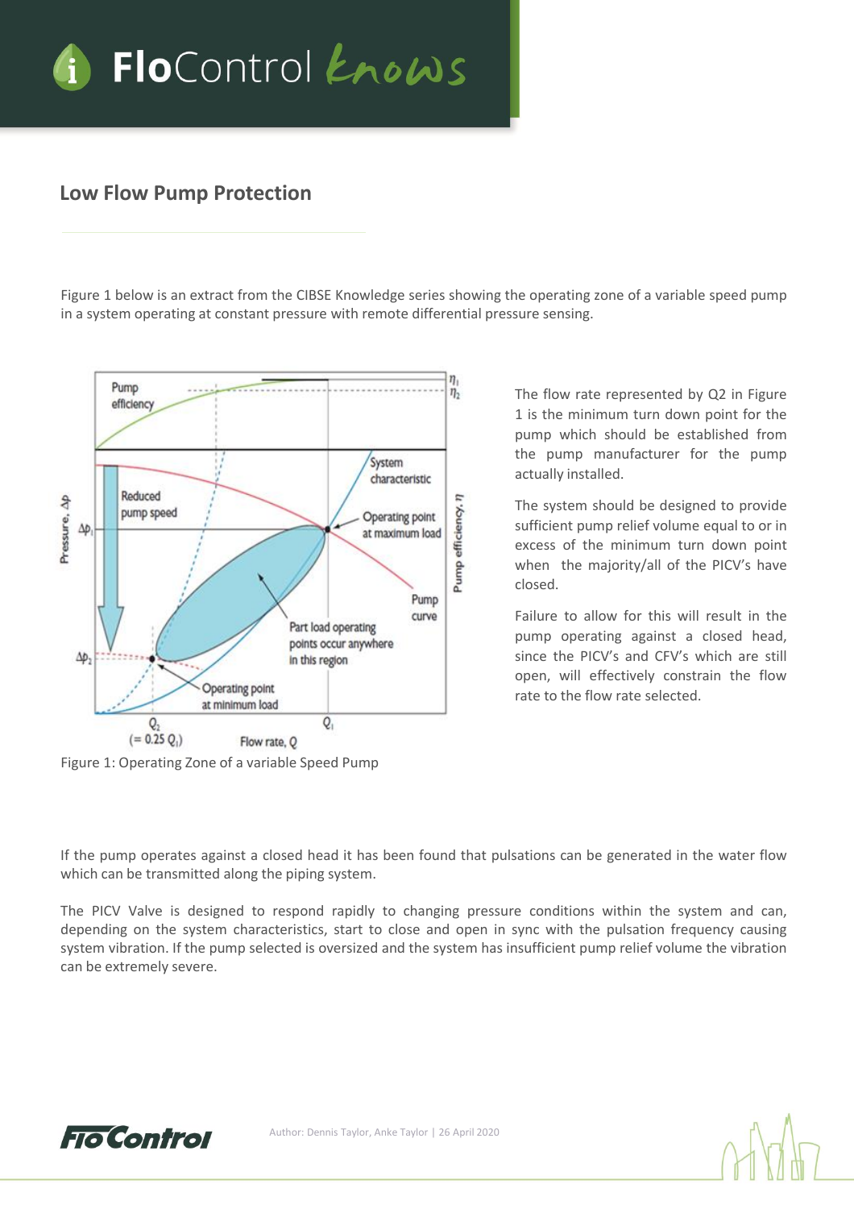## Low Flow Pump Protection

Figure 1 below is an extract from the CIBSE Knowledge series showing the operating zone of a variable speed pump in a system operating at constant pressure with remote differential pressure sensing.

Figure 1: Operating Zone of a variable Speed Pump

The flow rate represented by Q2 in Figure 1 is the minimum turn down point for the pump which should be established from the pump manufacturer for the pump actually installed.

The system should be designed to provide sufficient pump relief volume equal to or in excess of the minimum turn down point when the majority/all of the PICV's have closed.

Failure to allow for this will result in the pump operating against a closed head, since the PICV's and CFV's which are still open, will effectively constrain the flow rate to the flow rate selected.

If the pump operates against a closed head it has been found that pulsations can be generated in the water flow which can be transmitted along the piping system.

The PICV Valve is designed to respond rapidly to changing pressure conditions within the system and can, depending on the system characteristics, start to close and open in sync with the pulsation frequency causing system vibration. If the pump selected is oversized and the system has insufficient pump relief volume the vibration can be extremely severe.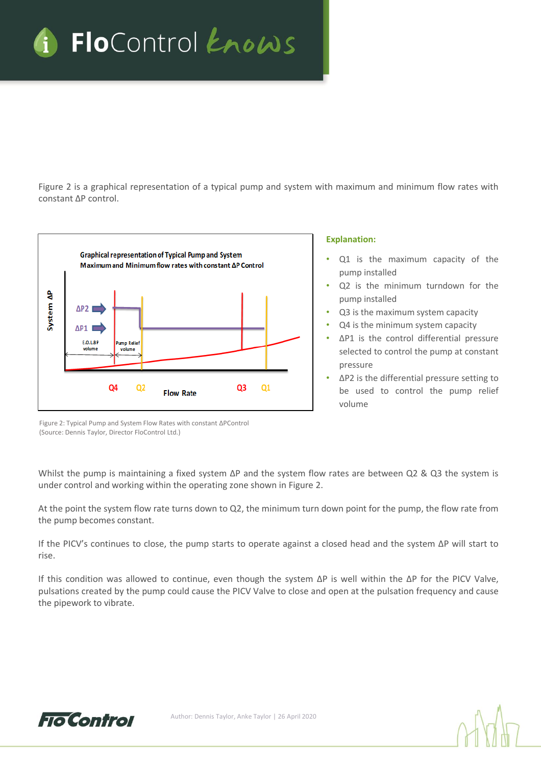Figure 2 is a graphical representation of a typical pump and system with maximum and minimum flow rates with constant ΔP control.

**Explanation:**

- Q1 is the maximum capacity of the pump installed
- Q2 is the minimum turndown for the pump installed
- Q3 is the maximum system capacity
- Q4 is the minimum system capacity
- ΔP1 is the control differential pressure selected to control the pump at constant pressure
- ΔP2 is the differential pressure setting to be used to control the pump relief volume

Figure 2: Typical Pump and System Flow Rates with constant ΔPControl
(Source: Dennis Taylor, Director FloControl Ltd.)

Whilst the pump is maintaining a fixed system ΔP and the system flow rates are between Q2 & Q3 the system is under control and working within the operating zone shown in Figure 2.

At the point the system flow rate turns down to Q2, the minimum turn down point for the pump, the flow rate from the pump becomes constant.

If the PICV's continues to close, the pump starts to operate against a closed head and the system ΔP will start to rise.

If this condition was allowed to continue, even though the system ΔP is well within the ΔP for the PICV Valve, pulsations created by the pump could cause the PICV Valve to close and open at the pulsation frequency and cause the pipework to vibrate.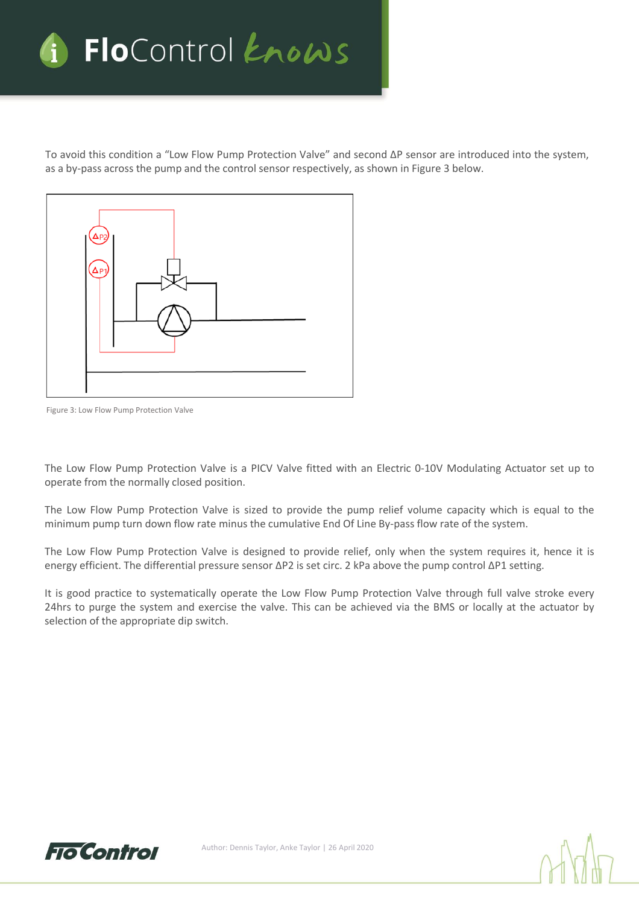To avoid this condition a "Low Flow Pump Protection Valve" and second ΔP sensor are introduced into the system, as a by-pass across the pump and the control sensor respectively, as shown in Figure 3 below.

Figure 3: Low Flow Pump Protection Valve

The Low Flow Pump Protection Valve is a PICV Valve fitted with an Electric 0-10V Modulating Actuator set up to operate from the normally closed position.

The Low Flow Pump Protection Valve is sized to provide the pump relief volume capacity which is equal to the minimum pump turn down flow rate minus the cumulative End Of Line By-pass flow rate of the system.

The Low Flow Pump Protection Valve is designed to provide relief, only when the system requires it, hence it is energy efficient. The differential pressure sensor ΔP2 is set circ. 2 kPa above the pump control ΔP1 setting.

It is good practice to systematically operate the Low Flow Pump Protection Valve through full valve stroke every 24hrs to purge the system and exercise the valve. This can be achieved via the BMS or locally at the actuator by selection of the appropriate dip switch.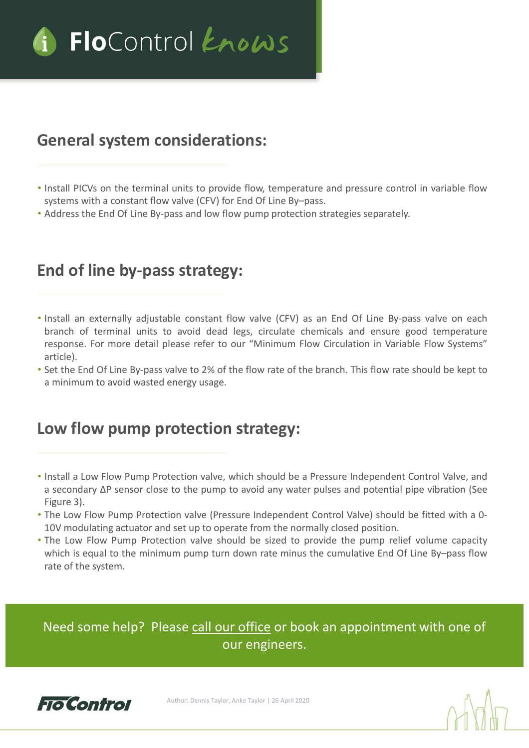## General system considerations:

- Install PICVs on the terminal units to provide flow, temperature and pressure control in variable flow systems with a constant flow valve (CFV) for End Of Line By–pass.
- Address the End Of Line By-pass and low flow pump protection strategies separately.

## End of line by-pass strategy:

- Install an externally adjustable constant flow valve (CFV) as an End Of Line By-pass valve on each branch of terminal units to avoid dead legs, circulate chemicals and ensure good temperature response. For more detail please refer to our "Minimum Flow Circulation in Variable Flow Systems" article).
- Set the End Of Line By-pass valve to 2% of the flow rate of the branch. This flow rate should be kept to a minimum to avoid wasted energy usage.

## Low flow pump protection strategy:

- Install a Low Flow Pump Protection valve, which should be a Pressure Independent Control Valve, and a secondary ΔP sensor close to the pump to avoid any water pulses and potential pipe vibration (See Figure 3).
- The Low Flow Pump Protection valve (Pressure Independent Control Valve) should be fitted with a 0-10V modulating actuator and set up to operate from the normally closed position.
- The Low Flow Pump Protection valve should be sized to provide the pump relief volume capacity which is equal to the minimum pump turn down rate minus the cumulative End Of Line By–pass flow rate of the system.

Need some help? Please call our office or book an appointment with one of our engineers.

Author: Dennis Taylor, Anke Taylor | 26 April 2020